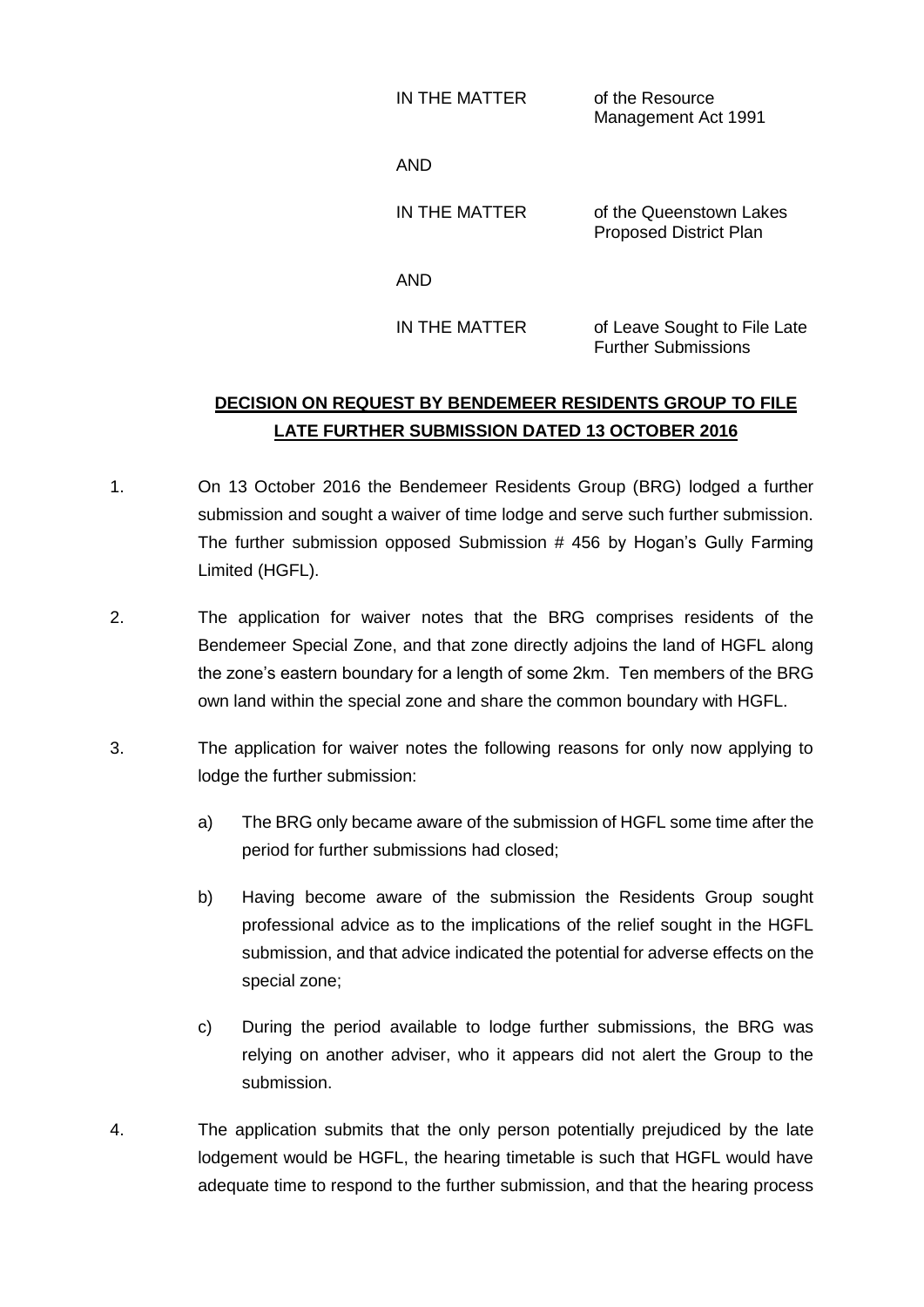IN THE MATTER of the Resource Management Act 1991

AND

IN THE MATTER of the Queenstown Lakes Proposed District Plan

AND

IN THE MATTER of Leave Sought to File Late Further Submissions

## **DECISION ON REQUEST BY BENDEMEER RESIDENTS GROUP TO FILE LATE FURTHER SUBMISSION DATED 13 OCTOBER 2016**

1. On 13 October 2016 the Bendemeer Residents Group (BRG) lodged a further submission and sought a waiver of time lodge and serve such further submission. The further submission opposed Submission # 456 by Hogan's Gully Farming Limited (HGFL).

2. The application for waiver notes that the BRG comprises residents of the Bendemeer Special Zone, and that zone directly adjoins the land of HGFL along the zone's eastern boundary for a length of some 2km. Ten members of the BRG own land within the special zone and share the common boundary with HGFL.

3. The application for waiver notes the following reasons for only now applying to lodge the further submission:

   a) The BRG only became aware of the submission of HGFL some time after the period for further submissions had closed;

   b) Having become aware of the submission the Residents Group sought professional advice as to the implications of the relief sought in the HGFL submission, and that advice indicated the potential for adverse effects on the special zone;

   c) During the period available to lodge further submissions, the BRG was relying on another adviser, who it appears did not alert the Group to the submission.

4. The application submits that the only person potentially prejudiced by the late lodgement would be HGFL, the hearing timetable is such that HGFL would have adequate time to respond to the further submission, and that the hearing process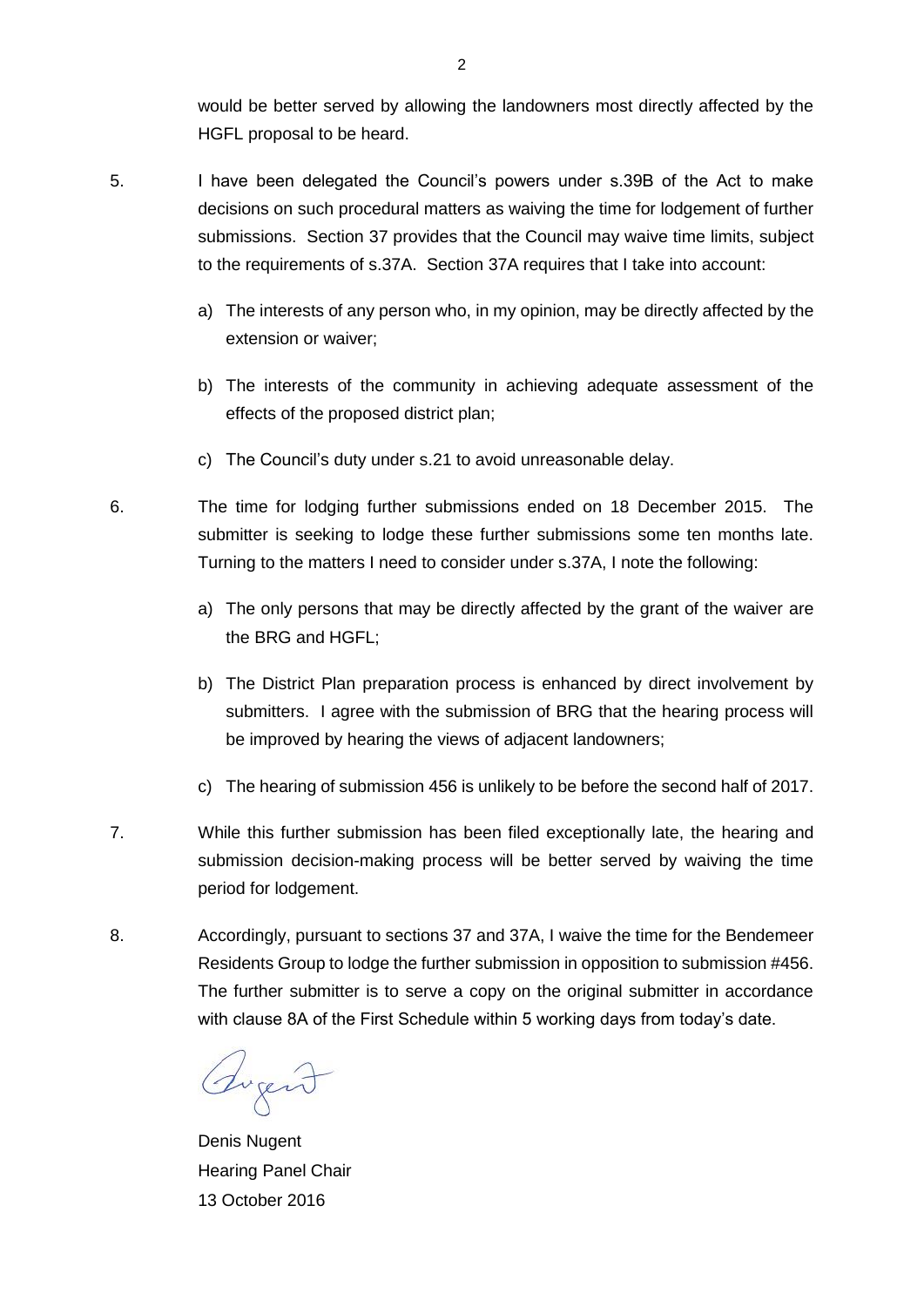would be better served by allowing the landowners most directly affected by the HGFL proposal to be heard.

5. I have been delegated the Council's powers under s.39B of the Act to make decisions on such procedural matters as waiving the time for lodgement of further submissions. Section 37 provides that the Council may waive time limits, subject to the requirements of s.37A. Section 37A requires that I take into account:

   a) The interests of any person who, in my opinion, may be directly affected by the extension or waiver;

   b) The interests of the community in achieving adequate assessment of the effects of the proposed district plan;

   c) The Council's duty under s.21 to avoid unreasonable delay.

6. The time for lodging further submissions ended on 18 December 2015. The submitter is seeking to lodge these further submissions some ten months late. Turning to the matters I need to consider under s.37A, I note the following:

   a) The only persons that may be directly affected by the grant of the waiver are the BRG and HGFL;

   b) The District Plan preparation process is enhanced by direct involvement by submitters. I agree with the submission of BRG that the hearing process will be improved by hearing the views of adjacent landowners;

   c) The hearing of submission 456 is unlikely to be before the second half of 2017.

7. While this further submission has been filed exceptionally late, the hearing and submission decision-making process will be better served by waiving the time period for lodgement.

8. Accordingly, pursuant to sections 37 and 37A, I waive the time for the Bendemeer Residents Group to lodge the further submission in opposition to submission #456. The further submitter is to serve a copy on the original submitter in accordance with clause 8A of the First Schedule within 5 working days from today's date.

Denis Nugent
Hearing Panel Chair
13 October 2016